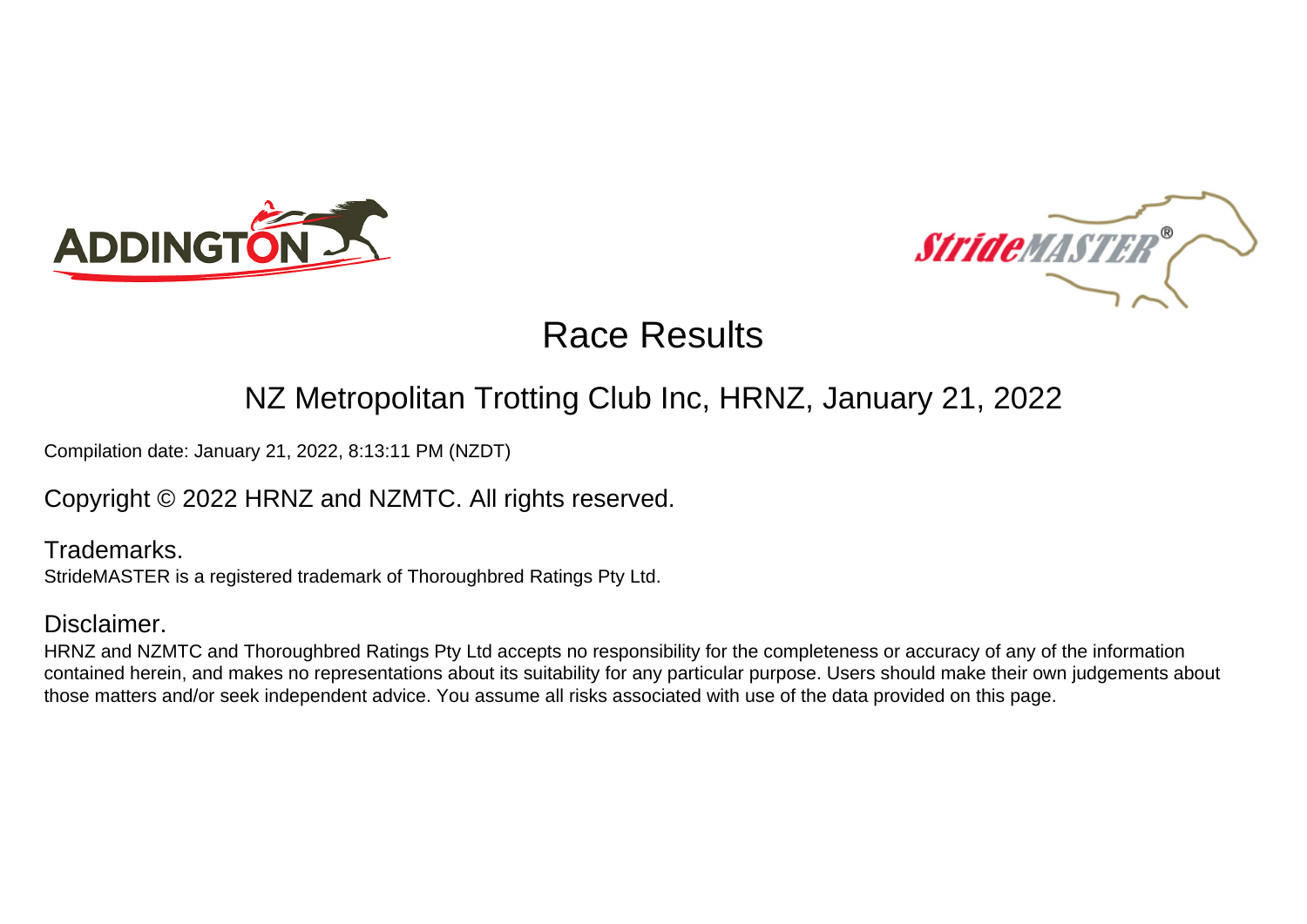# Race Results

## NZ Metropolitan Trotting Club Inc, HRNZ, January 21, 2022

Compilation date: January 21, 2022, 8:13:11 PM (NZDT)

Copyright © 2022 HRNZ and NZMTC. All rights reserved.

### Trademarks.

StrideMASTER is a registered trademark of Thoroughbred Ratings Pty Ltd.

### Disclaimer.

HRNZ and NZMTC and Thoroughbred Ratings Pty Ltd accepts no responsibility for the completeness or accuracy of any of the information contained herein, and makes no representations about its suitability for any particular purpose. Users should make their own judgements about those matters and/or seek independent advice. You assume all risks associated with use of the data provided on this page.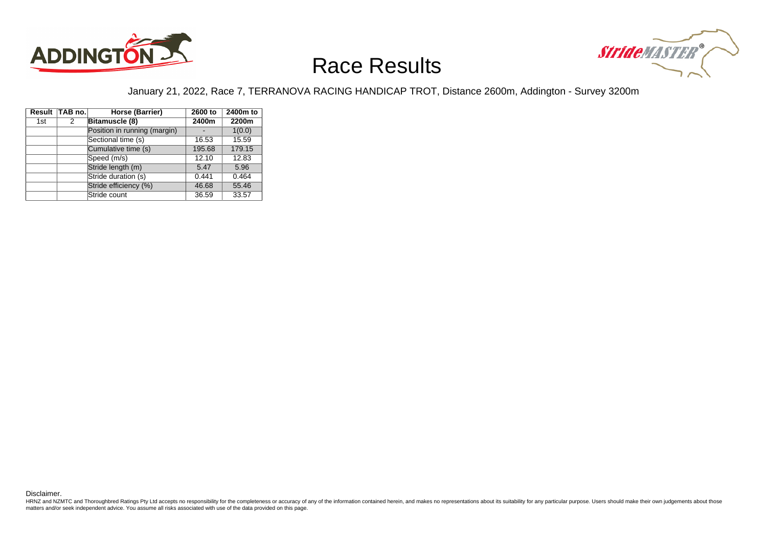# Race Results

January 21, 2022, Race 7, TERRANOVA RACING HANDICAP TROT, Distance 2600m, Addington - Survey 3200m

| Result | TAB no. | Horse (Barrier) | 2600 to 2400m | 2400m to 2200m |
|---|---|---|---|---|
| 1st | 2 | **Bitamuscle (8)** | | |
| | | Position in running (margin) | - | 1(0.0) |
| | | Sectional time (s) | 16.53 | 15.59 |
| | | Cumulative time (s) | 195.68 | 179.15 |
| | | Speed (m/s) | 12.10 | 12.83 |
| | | Stride length (m) | 5.47 | 5.96 |
| | | Stride duration (s) | 0.441 | 0.464 |
| | | Stride efficiency (%) | 46.68 | 55.46 |
| | | Stride count | 36.59 | 33.57 |

Disclaimer.

HRNZ and NZMTC and Thoroughbred Ratings Pty Ltd accepts no responsibility for the completeness or accuracy of any of the information contained herein, and makes no representations about its suitability for any particular purpose. Users should make their own judgements about those matters and/or seek independent advice. You assume all risks associated with use of the data provided on this page.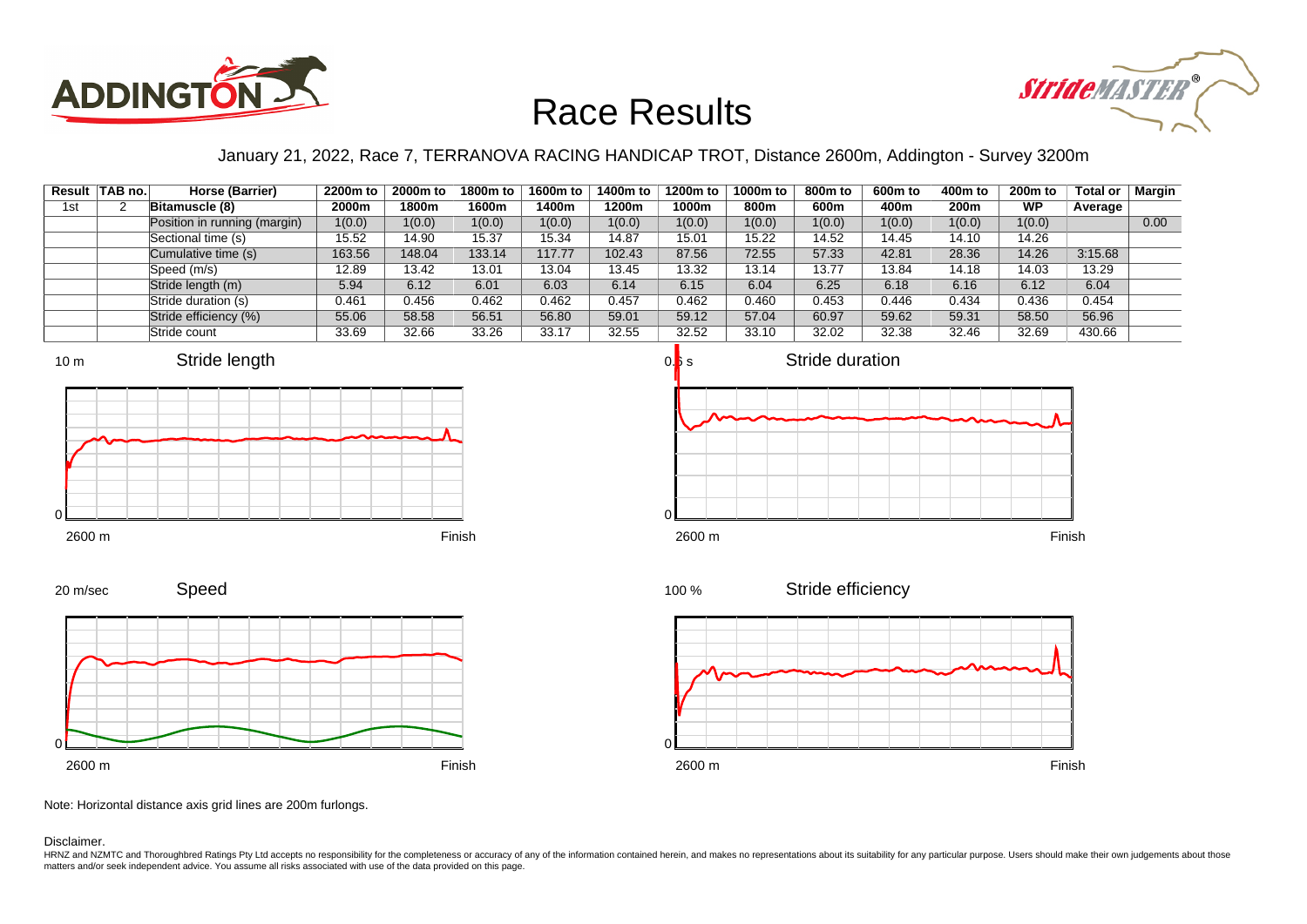# Race Results

January 21, 2022, Race 7, TERRANOVA RACING HANDICAP TROT, Distance 2600m, Addington - Survey 3200m

| Result | TAB no. | Horse (Barrier) | 2200m to 2000m | 2000m to 1800m | 1800m to 1600m | 1600m to 1400m | 1400m to 1200m | 1200m to 1000m | 1000m to 800m | 800m to 600m | 600m to 400m | 400m to 200m | 200m to WP | Total or Average | Margin |
|---|---|---|---|---|---|---|---|---|---|---|---|---|---|---|---|
| 1st | 2 | **Bitamuscle (8)** | | | | | | | | | | | | | |
| | | Position in running (margin) | 1(0.0) | 1(0.0) | 1(0.0) | 1(0.0) | 1(0.0) | 1(0.0) | 1(0.0) | 1(0.0) | 1(0.0) | 1(0.0) | 1(0.0) | | 0.00 |
| | | Sectional time (s) | 15.52 | 14.90 | 15.37 | 15.34 | 14.87 | 15.01 | 15.22 | 14.52 | 14.45 | 14.10 | 14.26 | | |
| | | Cumulative time (s) | 163.56 | 148.04 | 133.14 | 117.77 | 102.43 | 87.56 | 72.55 | 57.33 | 42.81 | 28.36 | 14.26 | 3:15.68 | |
| | | Speed (m/s) | 12.89 | 13.42 | 13.01 | 13.04 | 13.45 | 13.32 | 13.14 | 13.77 | 13.84 | 14.18 | 14.03 | 13.29 | |
| | | Stride length (m) | 5.94 | 6.12 | 6.01 | 6.03 | 6.14 | 6.15 | 6.04 | 6.25 | 6.18 | 6.16 | 6.12 | 6.04 | |
| | | Stride duration (s) | 0.461 | 0.456 | 0.462 | 0.462 | 0.457 | 0.462 | 0.460 | 0.453 | 0.446 | 0.434 | 0.436 | 0.454 | |
| | | Stride efficiency (%) | 55.06 | 58.58 | 56.51 | 56.80 | 59.01 | 59.12 | 57.04 | 60.97 | 59.62 | 59.31 | 58.50 | 56.96 | |
| | | Stride count | 33.69 | 32.66 | 33.26 | 33.17 | 32.55 | 32.52 | 33.10 | 32.02 | 32.38 | 32.46 | 32.69 | 430.66 | |

Note: Horizontal distance axis grid lines are 200m furlongs.

Disclaimer.

HRNZ and NZMTC and Thoroughbred Ratings Pty Ltd accepts no responsibility for the completeness or accuracy of any of the information contained herein, and makes no representations about its suitability for any particular purpose. Users should make their own judgements about those matters and/or seek independent advice. You assume all risks associated with use of the data provided on this page.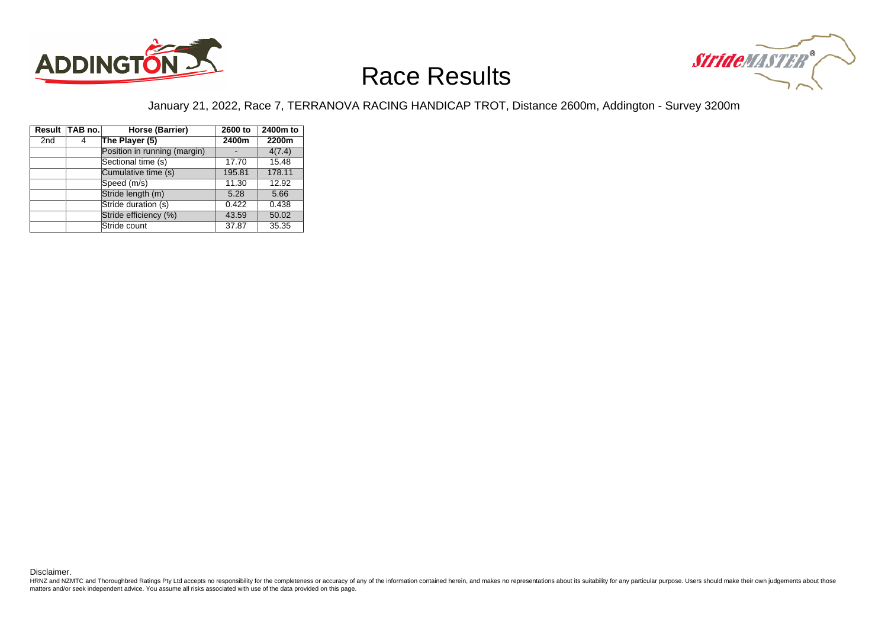# Race Results

January 21, 2022, Race 7, TERRANOVA RACING HANDICAP TROT, Distance 2600m, Addington - Survey 3200m

| Result | TAB no. | Horse (Barrier) | 2600 to 2400m | 2400m to 2200m |
|---|---|---|---|---|
| 2nd | 4 | **The Player (5)** | **2400m** | **2200m** |
| | | Position in running (margin) | - | 4(7.4) |
| | | Sectional time (s) | 17.70 | 15.48 |
| | | Cumulative time (s) | 195.81 | 178.11 |
| | | Speed (m/s) | 11.30 | 12.92 |
| | | Stride length (m) | 5.28 | 5.66 |
| | | Stride duration (s) | 0.422 | 0.438 |
| | | Stride efficiency (%) | 43.59 | 50.02 |
| | | Stride count | 37.87 | 35.35 |

Disclaimer.

HRNZ and NZMTC and Thoroughbred Ratings Pty Ltd accepts no responsibility for the completeness or accuracy of any of the information contained herein, and makes no representations about its suitability for any particular purpose. Users should make their own judgements about those matters and/or seek independent advice. You assume all risks associated with use of the data provided on this page.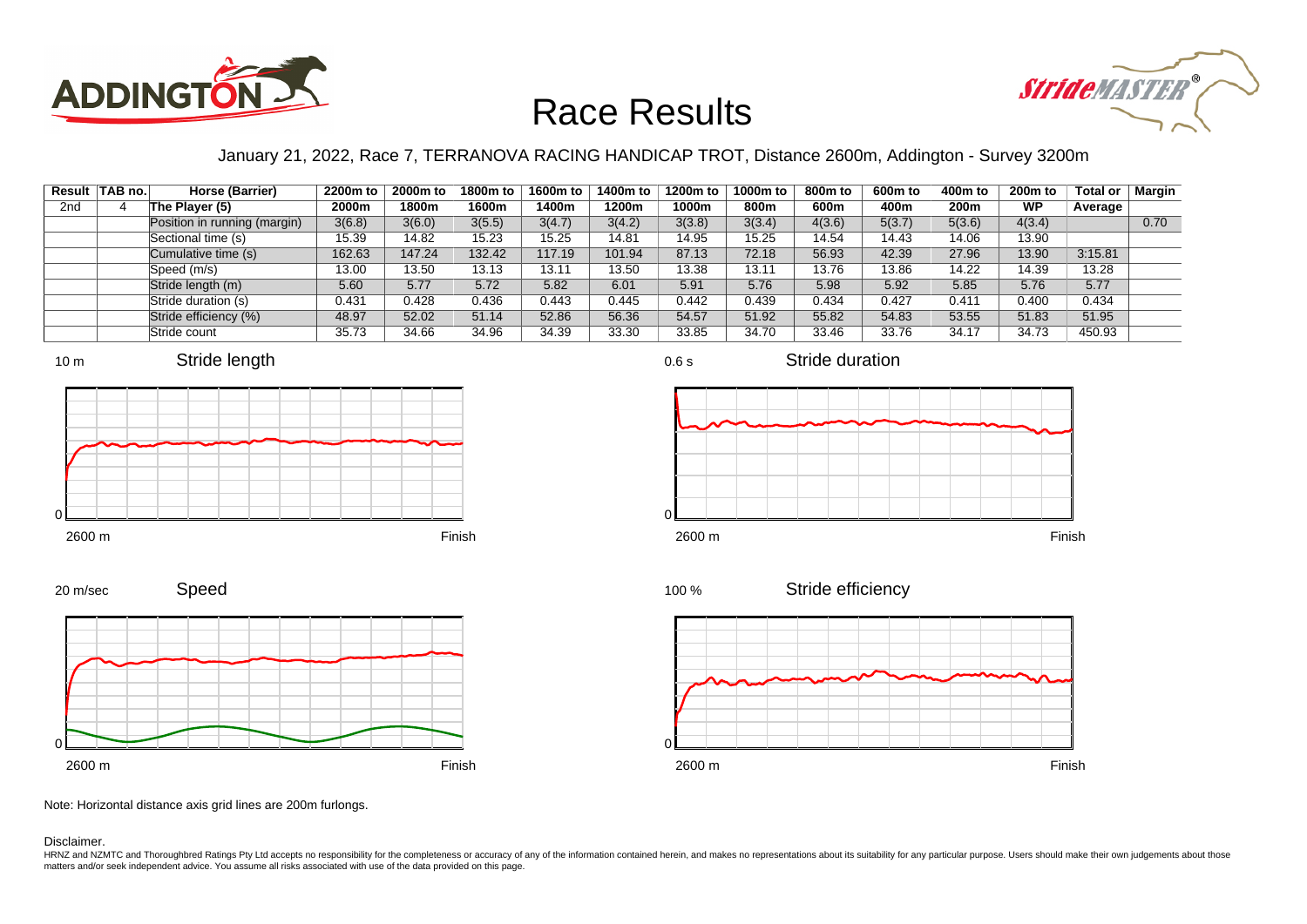# Race Results

January 21, 2022, Race 7, TERRANOVA RACING HANDICAP TROT, Distance 2600m, Addington - Survey 3200m

| Result | TAB no. | Horse (Barrier) | 2200m to 2000m | 2000m to 1800m | 1800m to 1600m | 1600m to 1400m | 1400m to 1200m | 1200m to 1000m | 1000m to 800m | 800m to 600m | 600m to 400m | 400m to 200m | 200m to WP | Total or Average | Margin |
|---|---|---|---|---|---|---|---|---|---|---|---|---|---|---|---|
| 2nd | 4 | The Player (5) | | | | | | | | | | | | | |
| | | Position in running (margin) | 3(6.8) | 3(6.0) | 3(5.5) | 3(4.7) | 3(4.2) | 3(3.8) | 3(3.4) | 4(3.6) | 5(3.7) | 5(3.6) | 4(3.4) | | 0.70 |
| | | Sectional time (s) | 15.39 | 14.82 | 15.23 | 15.25 | 14.81 | 14.95 | 15.25 | 14.54 | 14.43 | 14.06 | 13.90 | | |
| | | Cumulative time (s) | 162.63 | 147.24 | 132.42 | 117.19 | 101.94 | 87.13 | 72.18 | 56.93 | 42.39 | 27.96 | 13.90 | 3:15.81 | |
| | | Speed (m/s) | 13.00 | 13.50 | 13.13 | 13.11 | 13.50 | 13.38 | 13.11 | 13.76 | 13.86 | 14.22 | 14.39 | 13.28 | |
| | | Stride length (m) | 5.60 | 5.77 | 5.72 | 5.82 | 6.01 | 5.91 | 5.76 | 5.98 | 5.92 | 5.85 | 5.76 | 5.77 | |
| | | Stride duration (s) | 0.431 | 0.428 | 0.436 | 0.443 | 0.445 | 0.442 | 0.439 | 0.434 | 0.427 | 0.411 | 0.400 | 0.434 | |
| | | Stride efficiency (%) | 48.97 | 52.02 | 51.14 | 52.86 | 56.36 | 54.57 | 51.92 | 55.82 | 54.83 | 53.55 | 51.83 | 51.95 | |
| | | Stride count | 35.73 | 34.66 | 34.96 | 34.39 | 33.30 | 33.85 | 34.70 | 33.46 | 33.76 | 34.17 | 34.73 | 450.93 | |

Note: Horizontal distance axis grid lines are 200m furlongs.

Disclaimer.

HRNZ and NZMTC and Thoroughbred Ratings Pty Ltd accepts no responsibility for the completeness or accuracy of any of the information contained herein, and makes no representations about its suitability for any particular purpose. Users should make their own judgements about those matters and/or seek independent advice. You assume all risks associated with use of the data provided on this page.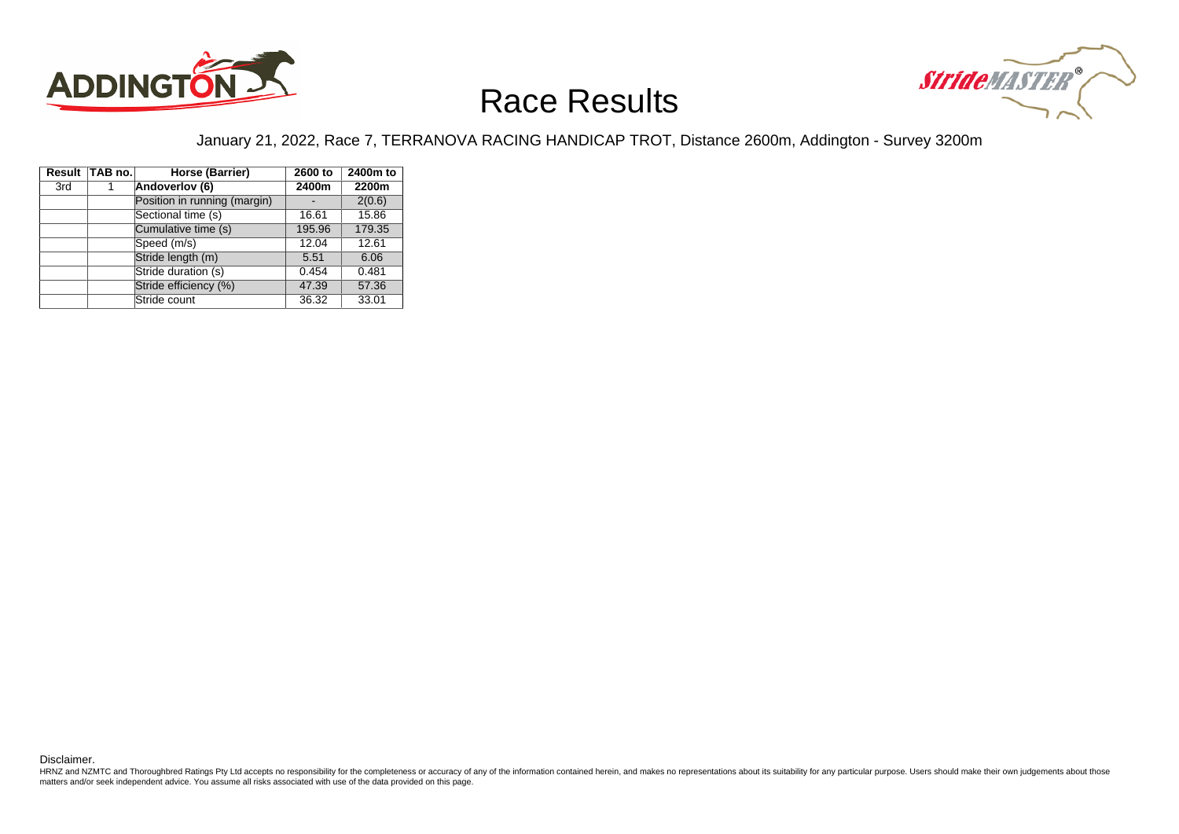# Race Results

January 21, 2022, Race 7, TERRANOVA RACING HANDICAP TROT, Distance 2600m, Addington - Survey 3200m

| Result | TAB no. | Horse (Barrier) | 2600 to 2400m | 2400m to 2200m |
|---|---|---|---|---|
| 3rd | 1 | **Andoverlov (6)** | | |
| | | Position in running (margin) | - | 2(0.6) |
| | | Sectional time (s) | 16.61 | 15.86 |
| | | Cumulative time (s) | 195.96 | 179.35 |
| | | Speed (m/s) | 12.04 | 12.61 |
| | | Stride length (m) | 5.51 | 6.06 |
| | | Stride duration (s) | 0.454 | 0.481 |
| | | Stride efficiency (%) | 47.39 | 57.36 |
| | | Stride count | 36.32 | 33.01 |

Disclaimer.

HRNZ and NZMTC and Thoroughbred Ratings Pty Ltd accepts no responsibility for the completeness or accuracy of any of the information contained herein, and makes no representations about its suitability for any particular purpose. Users should make their own judgements about those matters and/or seek independent advice. You assume all risks associated with use of the data provided on this page.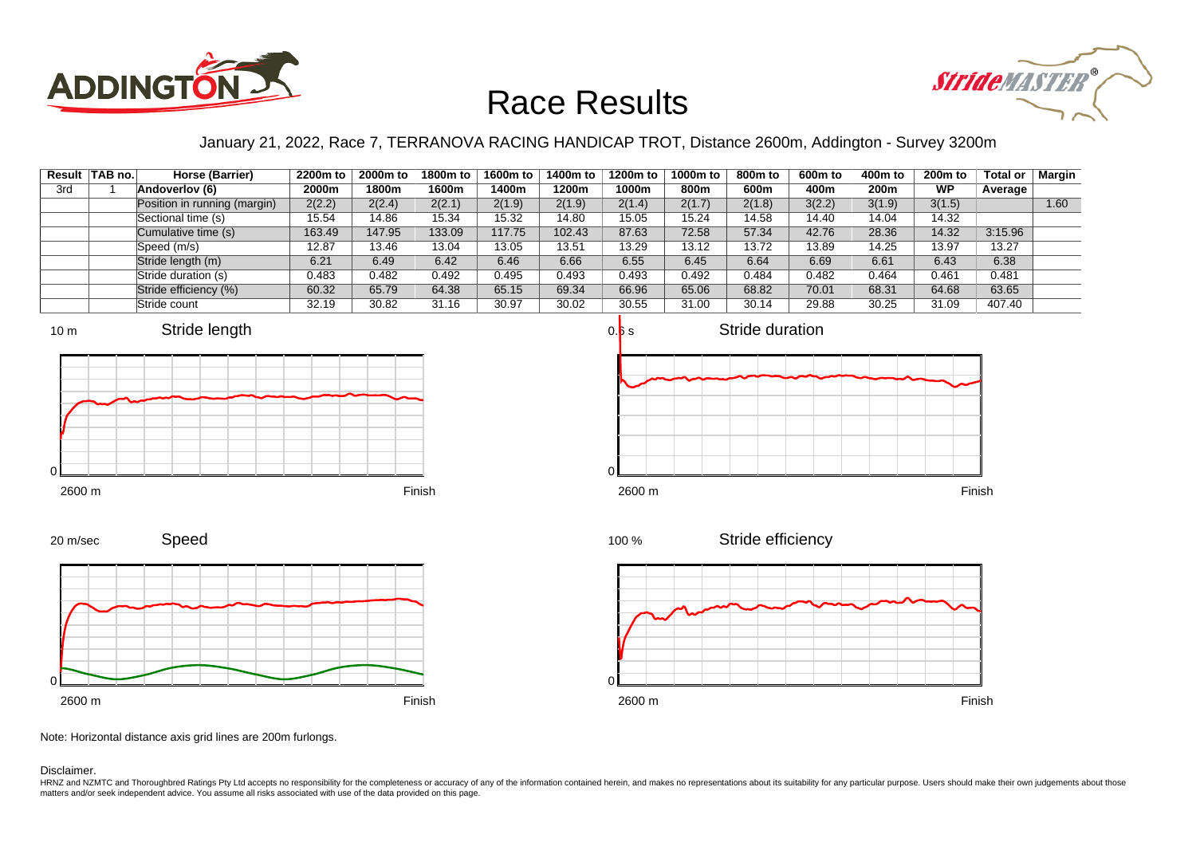# Race Results

January 21, 2022, Race 7, TERRANOVA RACING HANDICAP TROT, Distance 2600m, Addington - Survey 3200m

| Result | TAB no. | Horse (Barrier) | 2200m to 2000m | 2000m to 1800m | 1800m to 1600m | 1600m to 1400m | 1400m to 1200m | 1200m to 1000m | 1000m to 800m | 800m to 600m | 600m to 400m | 400m to 200m | 200m to WP | Total or Average | Margin |
|---|---|---|---|---|---|---|---|---|---|---|---|---|---|---|---|
| 3rd | 1 | **Andoverlov (6)** | | | | | | | | | | | | | |
| | | Position in running (margin) | 2(2.2) | 2(2.4) | 2(2.1) | 2(1.9) | 2(1.9) | 2(1.4) | 2(1.7) | 2(1.8) | 3(2.2) | 3(1.9) | 3(1.5) | | 1.60 |
| | | Sectional time (s) | 15.54 | 14.86 | 15.34 | 15.32 | 14.80 | 15.05 | 15.24 | 14.58 | 14.40 | 14.04 | 14.32 | | |
| | | Cumulative time (s) | 163.49 | 147.95 | 133.09 | 117.75 | 102.43 | 87.63 | 72.58 | 57.34 | 42.76 | 28.36 | 14.32 | 3:15.96 | |
| | | Speed (m/s) | 12.87 | 13.46 | 13.04 | 13.05 | 13.51 | 13.29 | 13.12 | 13.72 | 13.89 | 14.25 | 13.97 | 13.27 | |
| | | Stride length (m) | 6.21 | 6.49 | 6.42 | 6.46 | 6.66 | 6.55 | 6.45 | 6.64 | 6.69 | 6.61 | 6.43 | 6.38 | |
| | | Stride duration (s) | 0.483 | 0.482 | 0.492 | 0.495 | 0.493 | 0.493 | 0.492 | 0.484 | 0.482 | 0.464 | 0.461 | 0.481 | |
| | | Stride efficiency (%) | 60.32 | 65.79 | 64.38 | 65.15 | 69.34 | 66.96 | 65.06 | 68.82 | 70.01 | 68.31 | 64.68 | 63.65 | |
| | | Stride count | 32.19 | 30.82 | 31.16 | 30.97 | 30.02 | 30.55 | 31.00 | 30.14 | 29.88 | 30.25 | 31.09 | 407.40 | |

Note: Horizontal distance axis grid lines are 200m furlongs.

Disclaimer.

HRNZ and NZMTC and Thoroughbred Ratings Pty Ltd accepts no responsibility for the completeness or accuracy of any of the information contained herein, and makes no representations about its suitability for any particular purpose. Users should make their own judgements about those matters and/or seek independent advice. You assume all risks associated with use of the data provided on this page.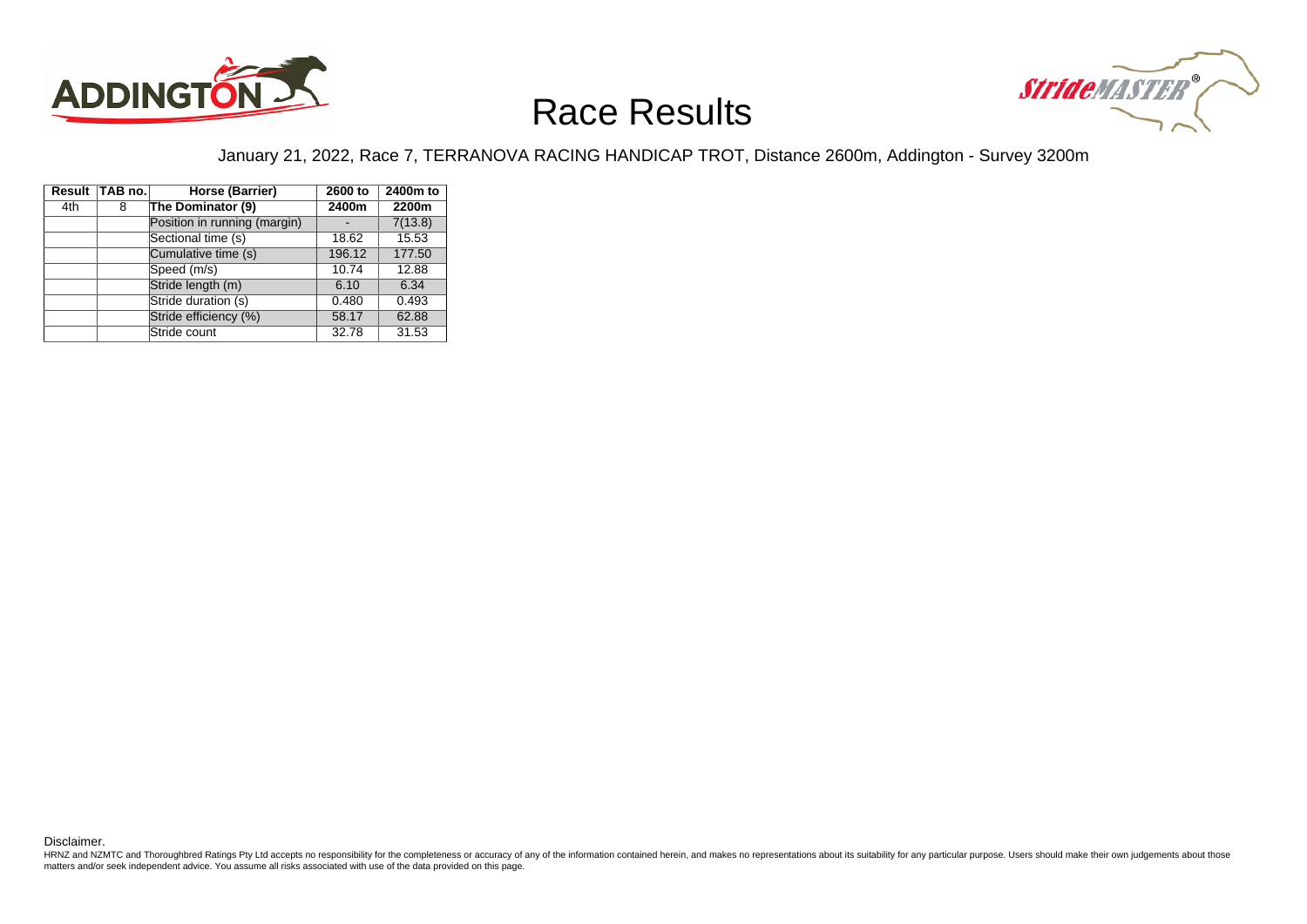# Race Results

January 21, 2022, Race 7, TERRANOVA RACING HANDICAP TROT, Distance 2600m, Addington - Survey 3200m

| Result | TAB no. | Horse (Barrier) | 2600 to 2400m | 2400m to 2200m |
|---|---|---|---|---|
| 4th | 8 | The Dominator (9) | | |
| | | Position in running (margin) | - | 7(13.8) |
| | | Sectional time (s) | 18.62 | 15.53 |
| | | Cumulative time (s) | 196.12 | 177.50 |
| | | Speed (m/s) | 10.74 | 12.88 |
| | | Stride length (m) | 6.10 | 6.34 |
| | | Stride duration (s) | 0.480 | 0.493 |
| | | Stride efficiency (%) | 58.17 | 62.88 |
| | | Stride count | 32.78 | 31.53 |

Disclaimer.

HRNZ and NZMTC and Thoroughbred Ratings Pty Ltd accepts no responsibility for the completeness or accuracy of any of the information contained herein, and makes no representations about its suitability for any particular purpose. Users should make their own judgements about those matters and/or seek independent advice. You assume all risks associated with use of the data provided on this page.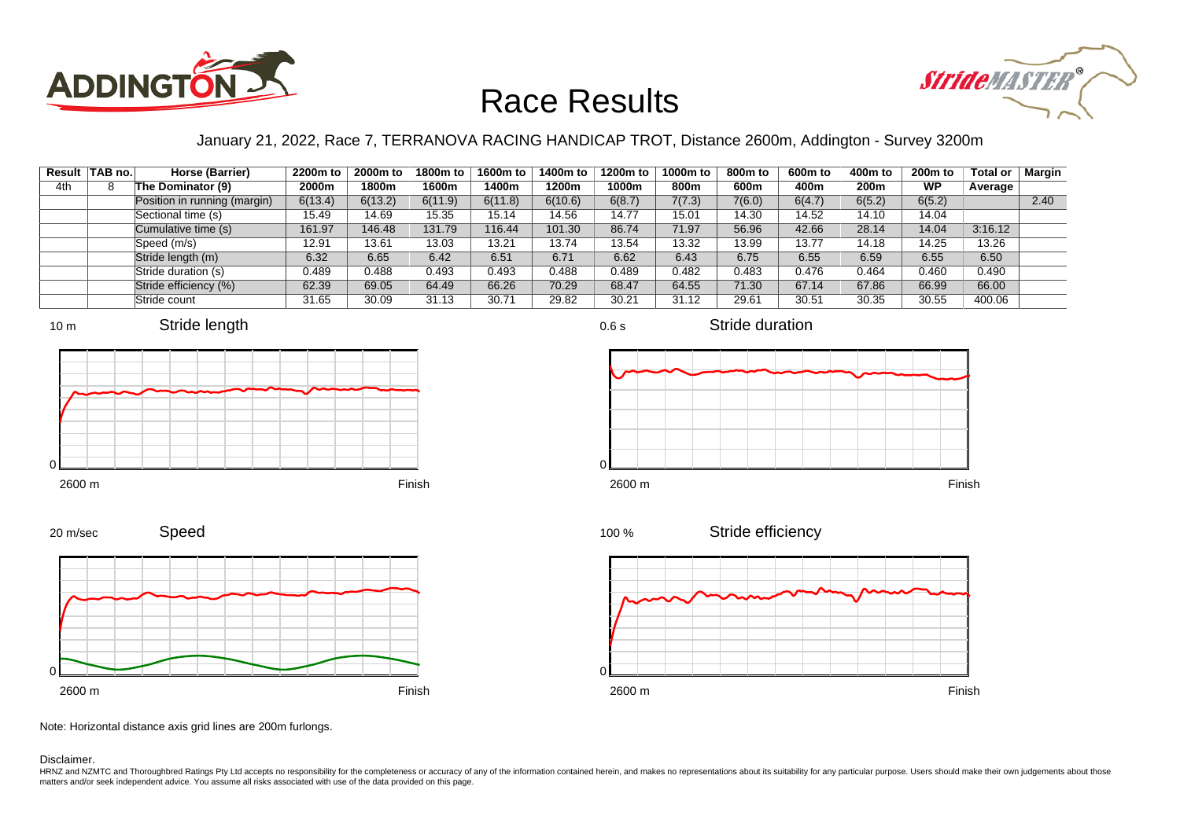# Race Results

January 21, 2022, Race 7, TERRANOVA RACING HANDICAP TROT, Distance 2600m, Addington - Survey 3200m

| Result | TAB no. | Horse (Barrier) | 2200m to 2000m | 2000m to 1800m | 1800m to 1600m | 1600m to 1400m | 1400m to 1200m | 1200m to 1000m | 1000m to 800m | 800m to 600m | 600m to 400m | 400m to 200m | 200m to WP | Total or Average | Margin |
|---|---|---|---|---|---|---|---|---|---|---|---|---|---|---|---|
| 4th | 8 | The Dominator (9) | | | | | | | | | | | | | |
| | | Position in running (margin) | 6(13.4) | 6(13.2) | 6(11.9) | 6(11.8) | 6(10.6) | 6(8.7) | 7(7.3) | 7(6.0) | 6(4.7) | 6(5.2) | 6(5.2) | | 2.40 |
| | | Sectional time (s) | 15.49 | 14.69 | 15.35 | 15.14 | 14.56 | 14.77 | 15.01 | 14.30 | 14.52 | 14.10 | 14.04 | | |
| | | Cumulative time (s) | 161.97 | 146.48 | 131.79 | 116.44 | 101.30 | 86.74 | 71.97 | 56.96 | 42.66 | 28.14 | 14.04 | 3:16.12 | |
| | | Speed (m/s) | 12.91 | 13.61 | 13.03 | 13.21 | 13.74 | 13.54 | 13.32 | 13.99 | 13.77 | 14.18 | 14.25 | 13.26 | |
| | | Stride length (m) | 6.32 | 6.65 | 6.42 | 6.51 | 6.71 | 6.62 | 6.43 | 6.75 | 6.55 | 6.59 | 6.55 | 6.50 | |
| | | Stride duration (s) | 0.489 | 0.488 | 0.493 | 0.493 | 0.488 | 0.489 | 0.482 | 0.483 | 0.476 | 0.464 | 0.460 | 0.490 | |
| | | Stride efficiency (%) | 62.39 | 69.05 | 64.49 | 66.26 | 70.29 | 68.47 | 64.55 | 71.30 | 67.14 | 67.86 | 66.99 | 66.00 | |
| | | Stride count | 31.65 | 30.09 | 31.13 | 30.71 | 29.82 | 30.21 | 31.12 | 29.61 | 30.51 | 30.35 | 30.55 | 400.06 | |

Note: Horizontal distance axis grid lines are 200m furlongs.

Disclaimer.

HRNZ and NZMTC and Thoroughbred Ratings Pty Ltd accepts no responsibility for the completeness or accuracy of any of the information contained herein, and makes no representations about its suitability for any particular purpose. Users should make their own judgements about those matters and/or seek independent advice. You assume all risks associated with use of the data provided on this page.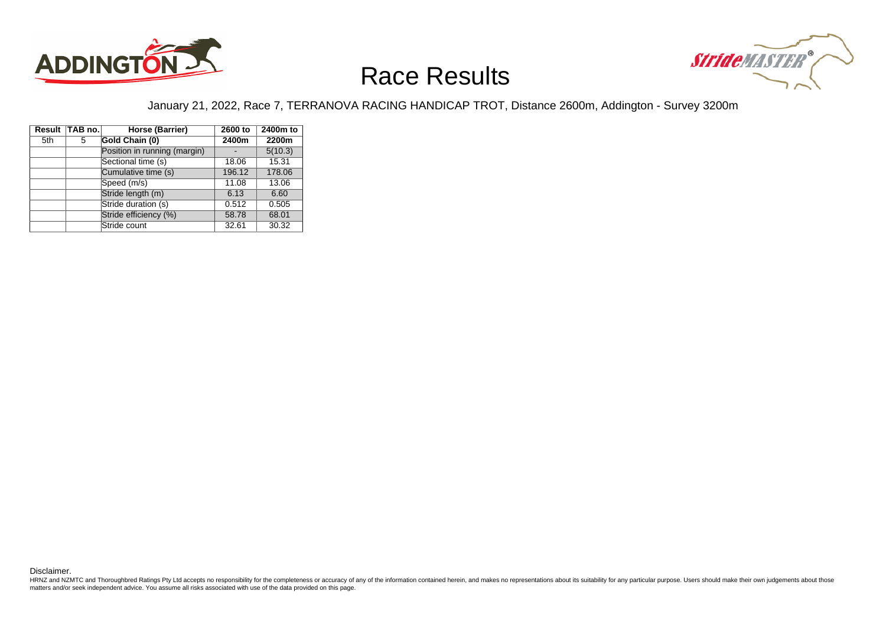# Race Results

January 21, 2022, Race 7, TERRANOVA RACING HANDICAP TROT, Distance 2600m, Addington - Survey 3200m

| Result | TAB no. | Horse (Barrier) | 2600 to 2400m | 2400m to 2200m |
|---|---|---|---|---|
| 5th | 5 | **Gold Chain (0)** | | |
| | | Position in running (margin) | - | 5(10.3) |
| | | Sectional time (s) | 18.06 | 15.31 |
| | | Cumulative time (s) | 196.12 | 178.06 |
| | | Speed (m/s) | 11.08 | 13.06 |
| | | Stride length (m) | 6.13 | 6.60 |
| | | Stride duration (s) | 0.512 | 0.505 |
| | | Stride efficiency (%) | 58.78 | 68.01 |
| | | Stride count | 32.61 | 30.32 |

Disclaimer.

HRNZ and NZMTC and Thoroughbred Ratings Pty Ltd accepts no responsibility for the completeness or accuracy of any of the information contained herein, and makes no representations about its suitability for any particular purpose. Users should make their own judgements about those matters and/or seek independent advice. You assume all risks associated with use of the data provided on this page.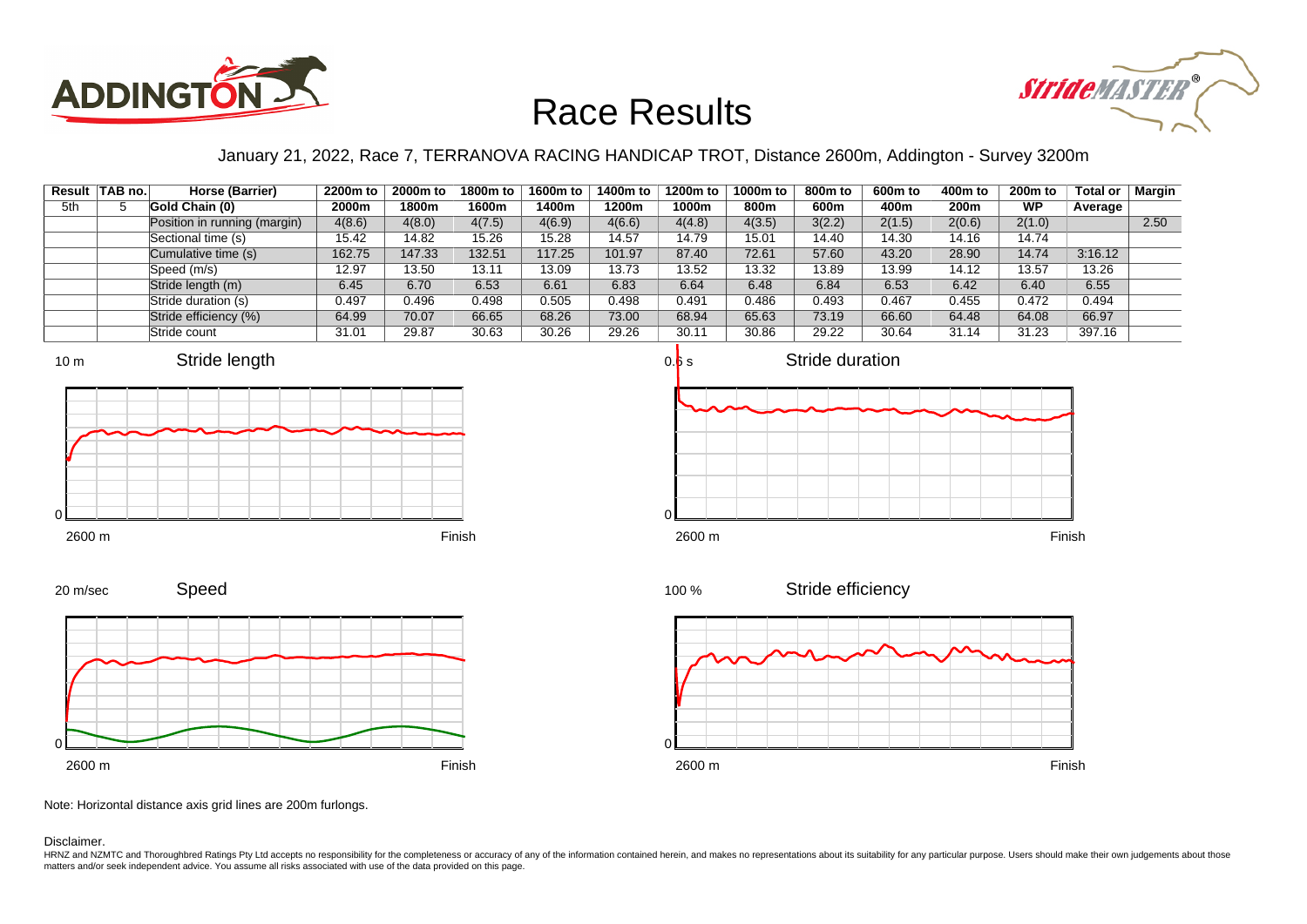# Race Results

January 21, 2022, Race 7, TERRANOVA RACING HANDICAP TROT, Distance 2600m, Addington - Survey 3200m

| Result | TAB no. | Horse (Barrier) | 2200m to 2000m | 2000m to 1800m | 1800m to 1600m | 1600m to 1400m | 1400m to 1200m | 1200m to 1000m | 1000m to 800m | 800m to 600m | 600m to 400m | 400m to 200m | 200m to WP | Total or Average | Margin |
|---|---|---|---|---|---|---|---|---|---|---|---|---|---|---|---|
| 5th | 5 | Gold Chain (0) | | | | | | | | | | | | | |
| | | Position in running (margin) | 4(8.6) | 4(8.0) | 4(7.5) | 4(6.9) | 4(6.6) | 4(4.8) | 4(3.5) | 3(2.2) | 2(1.5) | 2(0.6) | 2(1.0) | | 2.50 |
| | | Sectional time (s) | 15.42 | 14.82 | 15.26 | 15.28 | 14.57 | 14.79 | 15.01 | 14.40 | 14.30 | 14.16 | 14.74 | | |
| | | Cumulative time (s) | 162.75 | 147.33 | 132.51 | 117.25 | 101.97 | 87.40 | 72.61 | 57.60 | 43.20 | 28.90 | 14.74 | 3:16.12 | |
| | | Speed (m/s) | 12.97 | 13.50 | 13.11 | 13.09 | 13.73 | 13.52 | 13.32 | 13.89 | 13.99 | 14.12 | 13.57 | 13.26 | |
| | | Stride length (m) | 6.45 | 6.70 | 6.53 | 6.61 | 6.83 | 6.64 | 6.48 | 6.84 | 6.53 | 6.42 | 6.40 | 6.55 | |
| | | Stride duration (s) | 0.497 | 0.496 | 0.498 | 0.505 | 0.498 | 0.491 | 0.486 | 0.493 | 0.467 | 0.455 | 0.472 | 0.494 | |
| | | Stride efficiency (%) | 64.99 | 70.07 | 66.65 | 68.26 | 73.00 | 68.94 | 65.63 | 73.19 | 66.60 | 64.48 | 64.08 | 66.97 | |
| | | Stride count | 31.01 | 29.87 | 30.63 | 30.26 | 29.26 | 30.11 | 30.86 | 29.22 | 30.64 | 31.14 | 31.23 | 397.16 | |

Note: Horizontal distance axis grid lines are 200m furlongs.

Disclaimer.

HRNZ and NZMTC and Thoroughbred Ratings Pty Ltd accepts no responsibility for the completeness or accuracy of any of the information contained herein, and makes no representations about its suitability for any particular purpose. Users should make their own judgements about those matters and/or seek independent advice. You assume all risks associated with use of the data provided on this page.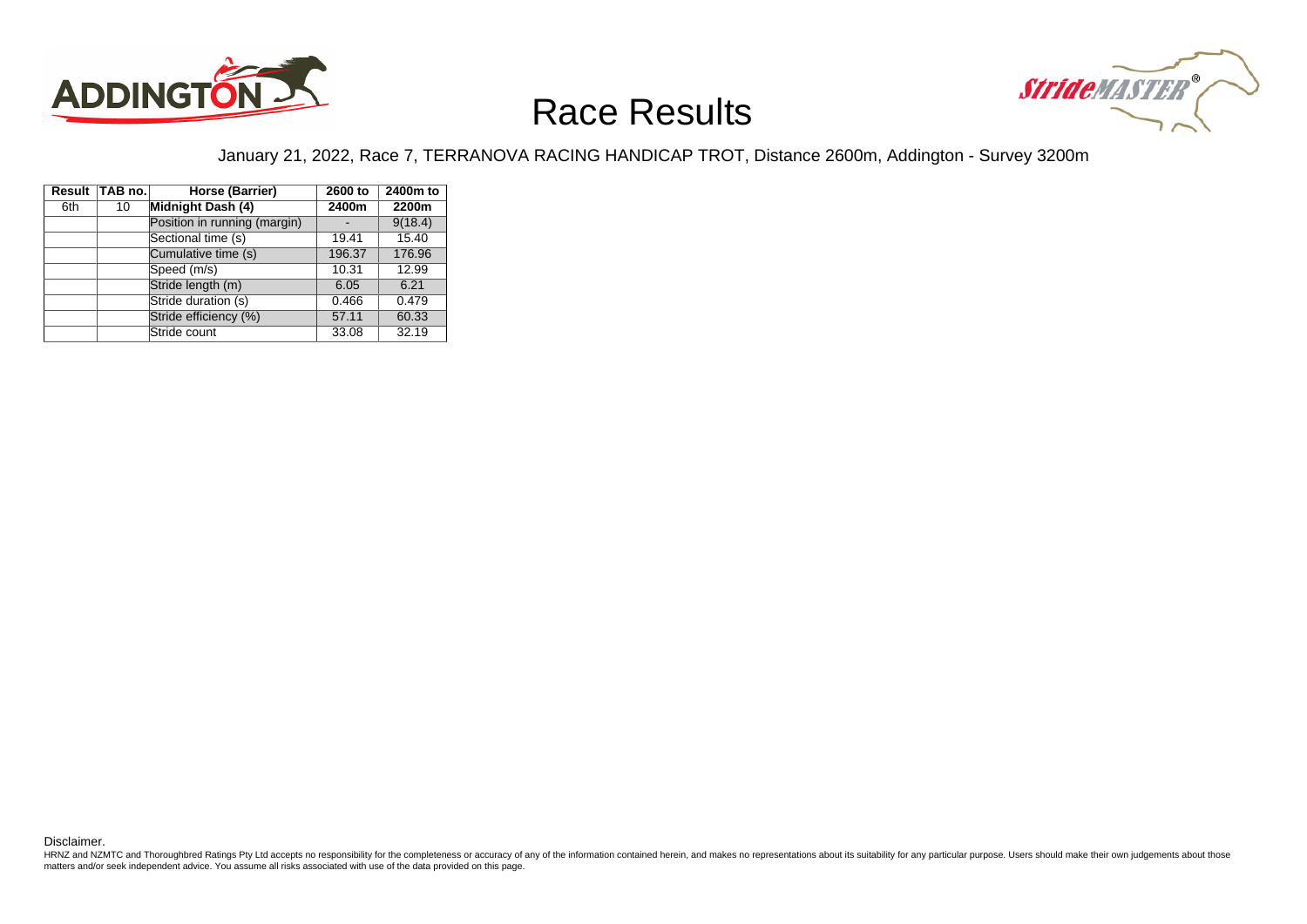# Race Results

January 21, 2022, Race 7, TERRANOVA RACING HANDICAP TROT, Distance 2600m, Addington - Survey 3200m

| Result | TAB no. | Horse (Barrier) | 2600 to 2400m | 2400m to 2200m |
|---|---|---|---|---|
| 6th | 10 | **Midnight Dash (4)** | | |
| | | Position in running (margin) | - | 9(18.4) |
| | | Sectional time (s) | 19.41 | 15.40 |
| | | Cumulative time (s) | 196.37 | 176.96 |
| | | Speed (m/s) | 10.31 | 12.99 |
| | | Stride length (m) | 6.05 | 6.21 |
| | | Stride duration (s) | 0.466 | 0.479 |
| | | Stride efficiency (%) | 57.11 | 60.33 |
| | | Stride count | 33.08 | 32.19 |

Disclaimer.

HRNZ and NZMTC and Thoroughbred Ratings Pty Ltd accepts no responsibility for the completeness or accuracy of any of the information contained herein, and makes no representations about its suitability for any particular purpose. Users should make their own judgements about those matters and/or seek independent advice. You assume all risks associated with use of the data provided on this page.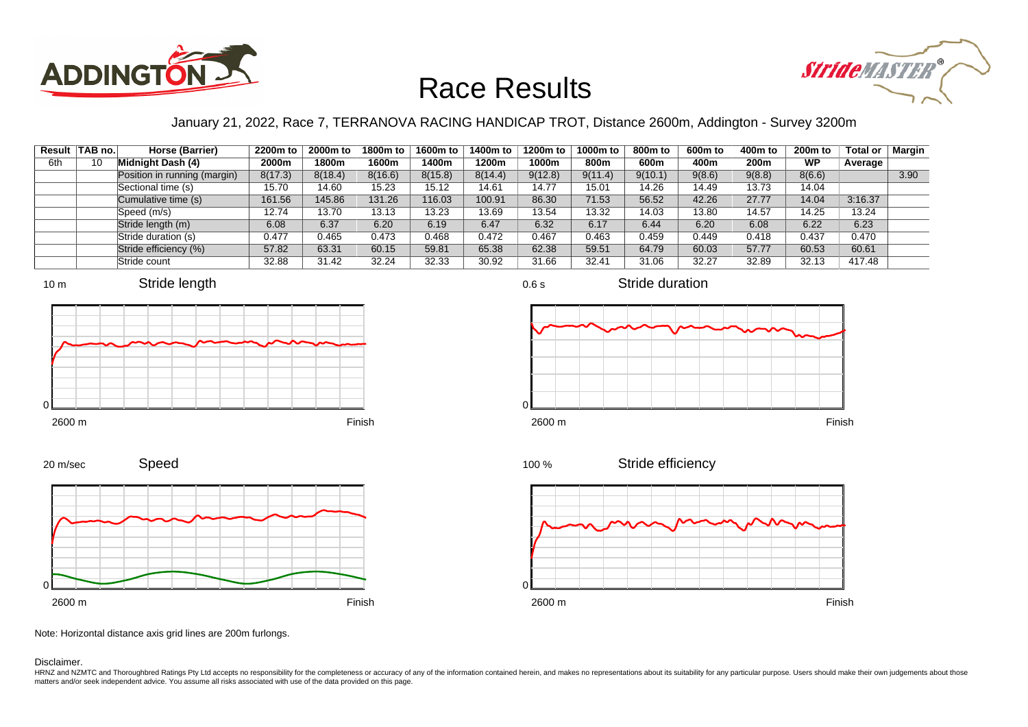# Race Results

January 21, 2022, Race 7, TERRANOVA RACING HANDICAP TROT, Distance 2600m, Addington - Survey 3200m

| Result | TAB no. | Horse (Barrier) | 2200m to 2000m | 2000m to 1800m | 1800m to 1600m | 1600m to 1400m | 1400m to 1200m | 1200m to 1000m | 1000m to 800m | 800m to 600m | 600m to 400m | 400m to 200m | 200m to WP | Total or Average | Margin |
|---|---|---|---|---|---|---|---|---|---|---|---|---|---|---|---|
| 6th | 10 | **Midnight Dash (4)** | | | | | | | | | | | | | |
| | | Position in running (margin) | 8(17.3) | 8(18.4) | 8(16.6) | 8(15.8) | 8(14.4) | 9(12.8) | 9(11.4) | 9(10.1) | 9(8.6) | 9(8.8) | 8(6.6) | | 3.90 |
| | | Sectional time (s) | 15.70 | 14.60 | 15.23 | 15.12 | 14.61 | 14.77 | 15.01 | 14.26 | 14.49 | 13.73 | 14.04 | | |
| | | Cumulative time (s) | 161.56 | 145.86 | 131.26 | 116.03 | 100.91 | 86.30 | 71.53 | 56.52 | 42.26 | 27.77 | 14.04 | 3:16.37 | |
| | | Speed (m/s) | 12.74 | 13.70 | 13.13 | 13.23 | 13.69 | 13.54 | 13.32 | 14.03 | 13.80 | 14.57 | 14.25 | 13.24 | |
| | | Stride length (m) | 6.08 | 6.37 | 6.20 | 6.19 | 6.47 | 6.32 | 6.17 | 6.44 | 6.20 | 6.08 | 6.22 | 6.23 | |
| | | Stride duration (s) | 0.477 | 0.465 | 0.473 | 0.468 | 0.472 | 0.467 | 0.463 | 0.459 | 0.449 | 0.418 | 0.437 | 0.470 | |
| | | Stride efficiency (%) | 57.82 | 63.31 | 60.15 | 59.81 | 65.38 | 62.38 | 59.51 | 64.79 | 60.03 | 57.77 | 60.53 | 60.61 | |
| | | Stride count | 32.88 | 31.42 | 32.24 | 32.33 | 30.92 | 31.66 | 32.41 | 31.06 | 32.27 | 32.89 | 32.13 | 417.48 | |

Note: Horizontal distance axis grid lines are 200m furlongs.

Disclaimer.

HRNZ and NZMTC and Thoroughbred Ratings Pty Ltd accepts no responsibility for the completeness or accuracy of any of the information contained herein, and makes no representations about its suitability for any particular purpose. Users should make their own judgements about those matters and/or seek independent advice. You assume all risks associated with use of the data provided on this page.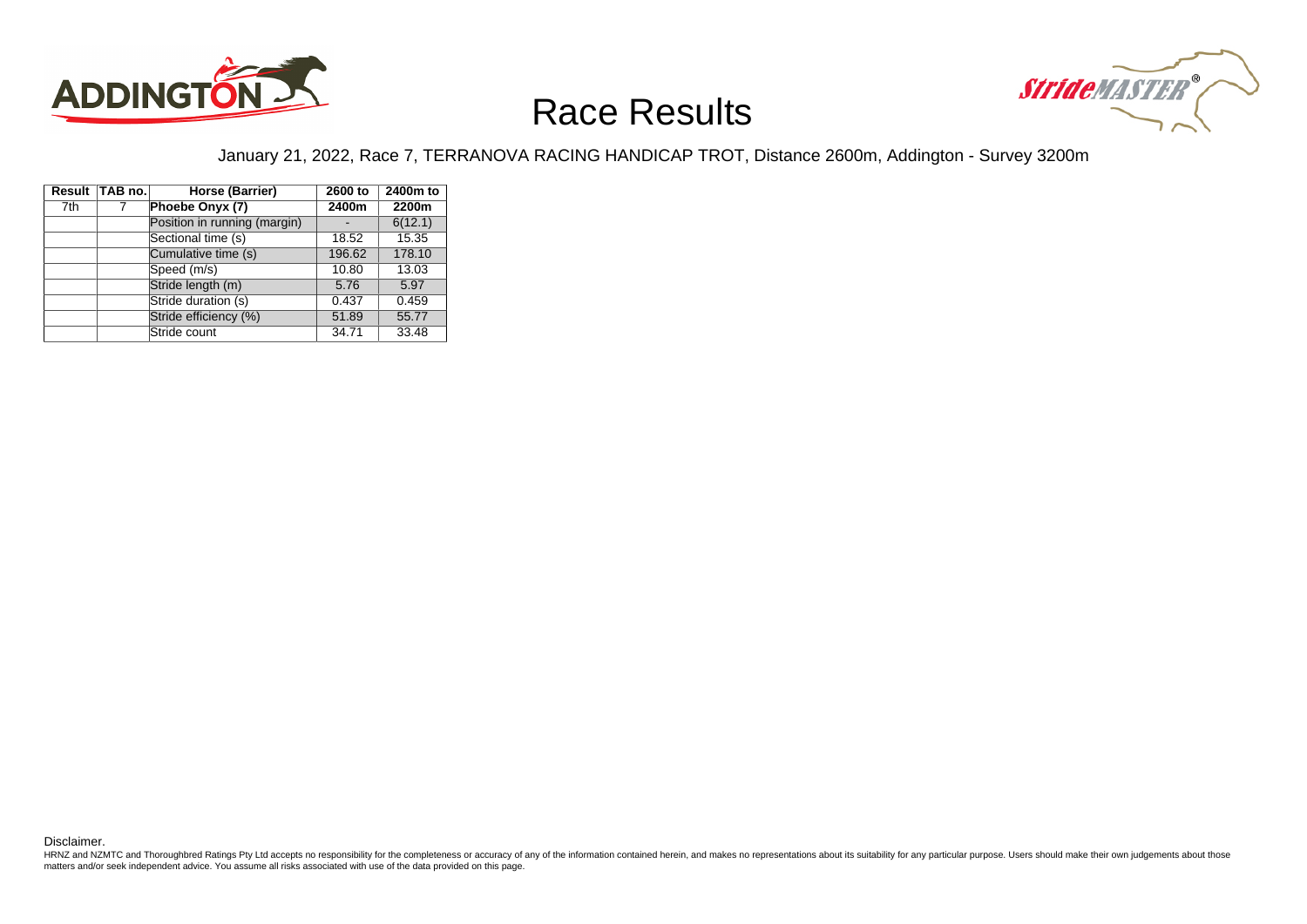# Race Results

January 21, 2022, Race 7, TERRANOVA RACING HANDICAP TROT, Distance 2600m, Addington - Survey 3200m

| Result | TAB no. | Horse (Barrier) | 2600 to 2400m | 2400m to 2200m |
|---|---|---|---|---|
| 7th | 7 | **Phoebe Onyx (7)** | | |
| | | Position in running (margin) | - | 6(12.1) |
| | | Sectional time (s) | 18.52 | 15.35 |
| | | Cumulative time (s) | 196.62 | 178.10 |
| | | Speed (m/s) | 10.80 | 13.03 |
| | | Stride length (m) | 5.76 | 5.97 |
| | | Stride duration (s) | 0.437 | 0.459 |
| | | Stride efficiency (%) | 51.89 | 55.77 |
| | | Stride count | 34.71 | 33.48 |

Disclaimer.

HRNZ and NZMTC and Thoroughbred Ratings Pty Ltd accepts no responsibility for the completeness or accuracy of any of the information contained herein, and makes no representations about its suitability for any particular purpose. Users should make their own judgements about those matters and/or seek independent advice. You assume all risks associated with use of the data provided on this page.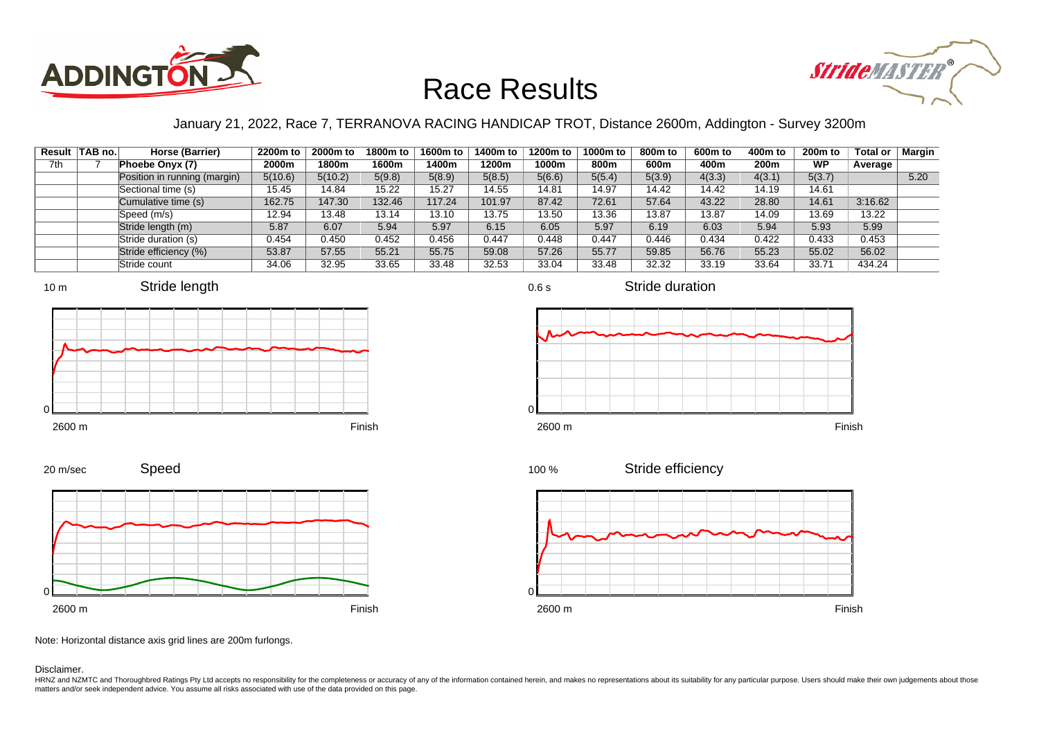# Race Results

January 21, 2022, Race 7, TERRANOVA RACING HANDICAP TROT, Distance 2600m, Addington - Survey 3200m

| Result | TAB no. | Horse (Barrier) | 2200m to 2000m | 2000m to 1800m | 1800m to 1600m | 1600m to 1400m | 1400m to 1200m | 1200m to 1000m | 1000m to 800m | 800m to 600m | 600m to 400m | 400m to 200m | 200m to WP | Total or Average | Margin |
|---|---|---|---|---|---|---|---|---|---|---|---|---|---|---|---|
| 7th | 7 | **Phoebe Onyx (7)** | | | | | | | | | | | | | |
| | | Position in running (margin) | 5(10.6) | 5(10.2) | 5(9.8) | 5(8.9) | 5(8.5) | 5(6.6) | 5(5.4) | 5(3.9) | 4(3.3) | 4(3.1) | 5(3.7) | | 5.20 |
| | | Sectional time (s) | 15.45 | 14.84 | 15.22 | 15.27 | 14.55 | 14.81 | 14.97 | 14.42 | 14.42 | 14.19 | 14.61 | | |
| | | Cumulative time (s) | 162.75 | 147.30 | 132.46 | 117.24 | 101.97 | 87.42 | 72.61 | 57.64 | 43.22 | 28.80 | 14.61 | 3:16.62 | |
| | | Speed (m/s) | 12.94 | 13.48 | 13.14 | 13.10 | 13.75 | 13.50 | 13.36 | 13.87 | 13.87 | 14.09 | 13.69 | 13.22 | |
| | | Stride length (m) | 5.87 | 6.07 | 5.94 | 5.97 | 6.15 | 6.05 | 5.97 | 6.19 | 6.03 | 5.94 | 5.93 | 5.99 | |
| | | Stride duration (s) | 0.454 | 0.450 | 0.452 | 0.456 | 0.447 | 0.448 | 0.447 | 0.446 | 0.434 | 0.422 | 0.433 | 0.453 | |
| | | Stride efficiency (%) | 53.87 | 57.55 | 55.21 | 55.75 | 59.08 | 57.26 | 55.77 | 59.85 | 56.76 | 55.23 | 55.02 | 56.02 | |
| | | Stride count | 34.06 | 32.95 | 33.65 | 33.48 | 32.53 | 33.04 | 33.48 | 32.32 | 33.19 | 33.64 | 33.71 | 434.24 | |

Note: Horizontal distance axis grid lines are 200m furlongs.

Disclaimer.

HRNZ and NZMTC and Thoroughbred Ratings Pty Ltd accepts no responsibility for the completeness or accuracy of any of the information contained herein, and makes no representations about its suitability for any particular purpose. Users should make their own judgements about those matters and/or seek independent advice. You assume all risks associated with use of the data provided on this page.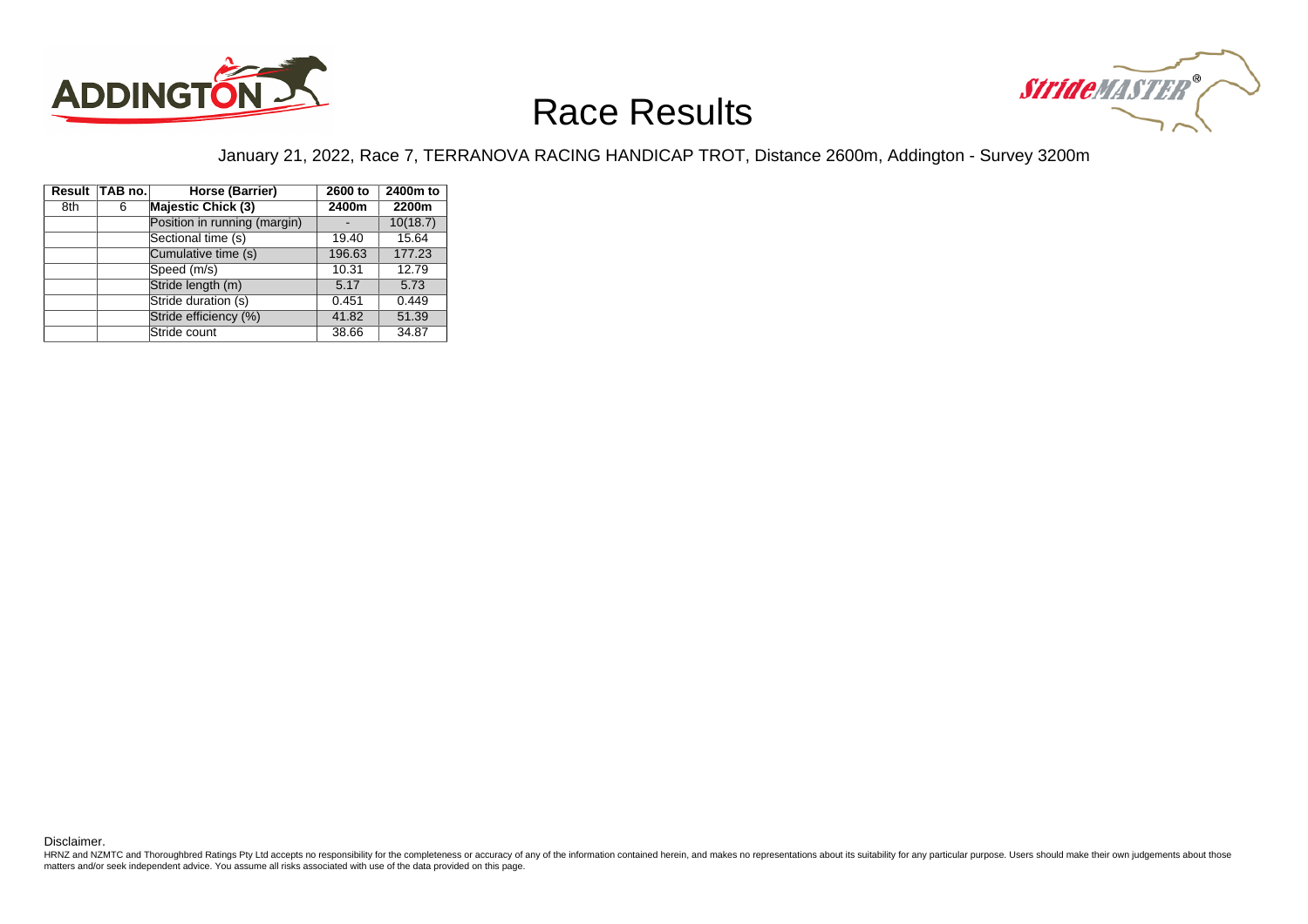# Race Results

January 21, 2022, Race 7, TERRANOVA RACING HANDICAP TROT, Distance 2600m, Addington - Survey 3200m

| Result | TAB no. | Horse (Barrier) | 2600 to 2400m | 2400m to 2200m |
|---|---|---|---|---|
| 8th | 6 | **Majestic Chick (3)** | | |
| | | Position in running (margin) | - | 10(18.7) |
| | | Sectional time (s) | 19.40 | 15.64 |
| | | Cumulative time (s) | 196.63 | 177.23 |
| | | Speed (m/s) | 10.31 | 12.79 |
| | | Stride length (m) | 5.17 | 5.73 |
| | | Stride duration (s) | 0.451 | 0.449 |
| | | Stride efficiency (%) | 41.82 | 51.39 |
| | | Stride count | 38.66 | 34.87 |

Disclaimer.

HRNZ and NZMTC and Thoroughbred Ratings Pty Ltd accepts no responsibility for the completeness or accuracy of any of the information contained herein, and makes no representations about its suitability for any particular purpose. Users should make their own judgements about those matters and/or seek independent advice. You assume all risks associated with use of the data provided on this page.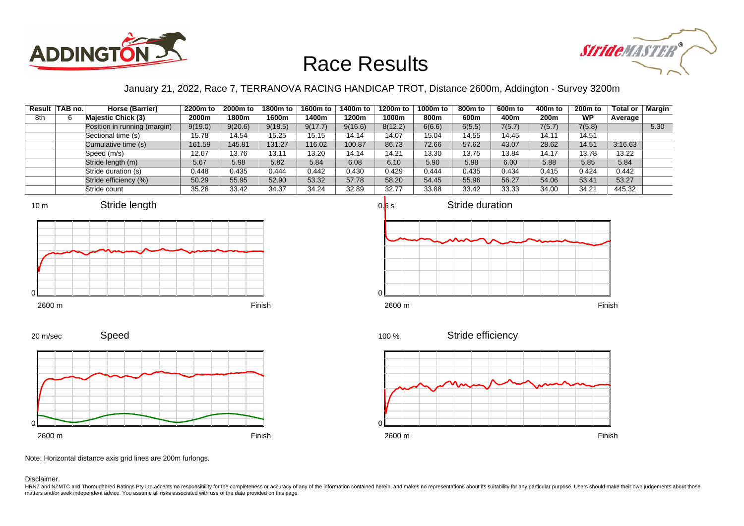# Race Results

January 21, 2022, Race 7, TERRANOVA RACING HANDICAP TROT, Distance 2600m, Addington - Survey 3200m

| Result | TAB no. | Horse (Barrier) | 2200m to 2000m | 2000m to 1800m | 1800m to 1600m | 1600m to 1400m | 1400m to 1200m | 1200m to 1000m | 1000m to 800m | 800m to 600m | 600m to 400m | 400m to 200m | 200m to WP | Total or Average | Margin |
|---|---|---|---|---|---|---|---|---|---|---|---|---|---|---|---|
| 8th | 6 | **Majestic Chick (3)** | | | | | | | | | | | | | |
| | | Position in running (margin) | 9(19.0) | 9(20.6) | 9(18.5) | 9(17.7) | 9(16.6) | 8(12.2) | 6(6.6) | 6(5.5) | 7(5.7) | 7(5.7) | 7(5.8) | | 5.30 |
| | | Sectional time (s) | 15.78 | 14.54 | 15.25 | 15.15 | 14.14 | 14.07 | 15.04 | 14.55 | 14.45 | 14.11 | 14.51 | | |
| | | Cumulative time (s) | 161.59 | 145.81 | 131.27 | 116.02 | 100.87 | 86.73 | 72.66 | 57.62 | 43.07 | 28.62 | 14.51 | 3:16.63 | |
| | | Speed (m/s) | 12.67 | 13.76 | 13.11 | 13.20 | 14.14 | 14.21 | 13.30 | 13.75 | 13.84 | 14.17 | 13.78 | 13.22 | |
| | | Stride length (m) | 5.67 | 5.98 | 5.82 | 5.84 | 6.08 | 6.10 | 5.90 | 5.98 | 6.00 | 5.88 | 5.85 | 5.84 | |
| | | Stride duration (s) | 0.448 | 0.435 | 0.444 | 0.442 | 0.430 | 0.429 | 0.444 | 0.435 | 0.434 | 0.415 | 0.424 | 0.442 | |
| | | Stride efficiency (%) | 50.29 | 55.95 | 52.90 | 53.32 | 57.78 | 58.20 | 54.45 | 55.96 | 56.27 | 54.06 | 53.41 | 53.27 | |
| | | Stride count | 35.26 | 33.42 | 34.37 | 34.24 | 32.89 | 32.77 | 33.88 | 33.42 | 33.33 | 34.00 | 34.21 | 445.32 | |

Note: Horizontal distance axis grid lines are 200m furlongs.

Disclaimer.

HRNZ and NZMTC and Thoroughbred Ratings Pty Ltd accepts no responsibility for the completeness or accuracy of any of the information contained herein, and makes no representations about its suitability for any particular purpose. Users should make their own judgements about those matters and/or seek independent advice. You assume all risks associated with use of the data provided on this page.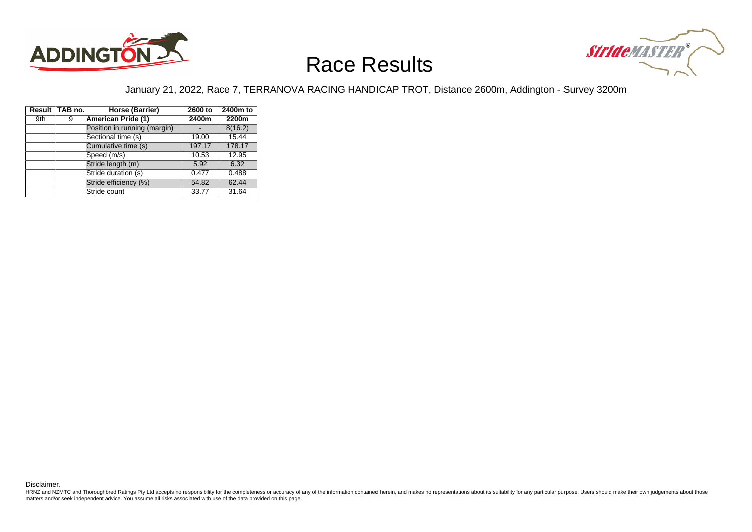# Race Results

January 21, 2022, Race 7, TERRANOVA RACING HANDICAP TROT, Distance 2600m, Addington - Survey 3200m

| Result | TAB no. | Horse (Barrier) | 2600 to 2400m | 2400m to 2200m |
|---|---|---|---|---|
| 9th | 9 | **American Pride (1)** | | |
| | | Position in running (margin) | - | 8(16.2) |
| | | Sectional time (s) | 19.00 | 15.44 |
| | | Cumulative time (s) | 197.17 | 178.17 |
| | | Speed (m/s) | 10.53 | 12.95 |
| | | Stride length (m) | 5.92 | 6.32 |
| | | Stride duration (s) | 0.477 | 0.488 |
| | | Stride efficiency (%) | 54.82 | 62.44 |
| | | Stride count | 33.77 | 31.64 |

Disclaimer.

HRNZ and NZMTC and Thoroughbred Ratings Pty Ltd accepts no responsibility for the completeness or accuracy of any of the information contained herein, and makes no representations about its suitability for any particular purpose. Users should make their own judgements about those matters and/or seek independent advice. You assume all risks associated with use of the data provided on this page.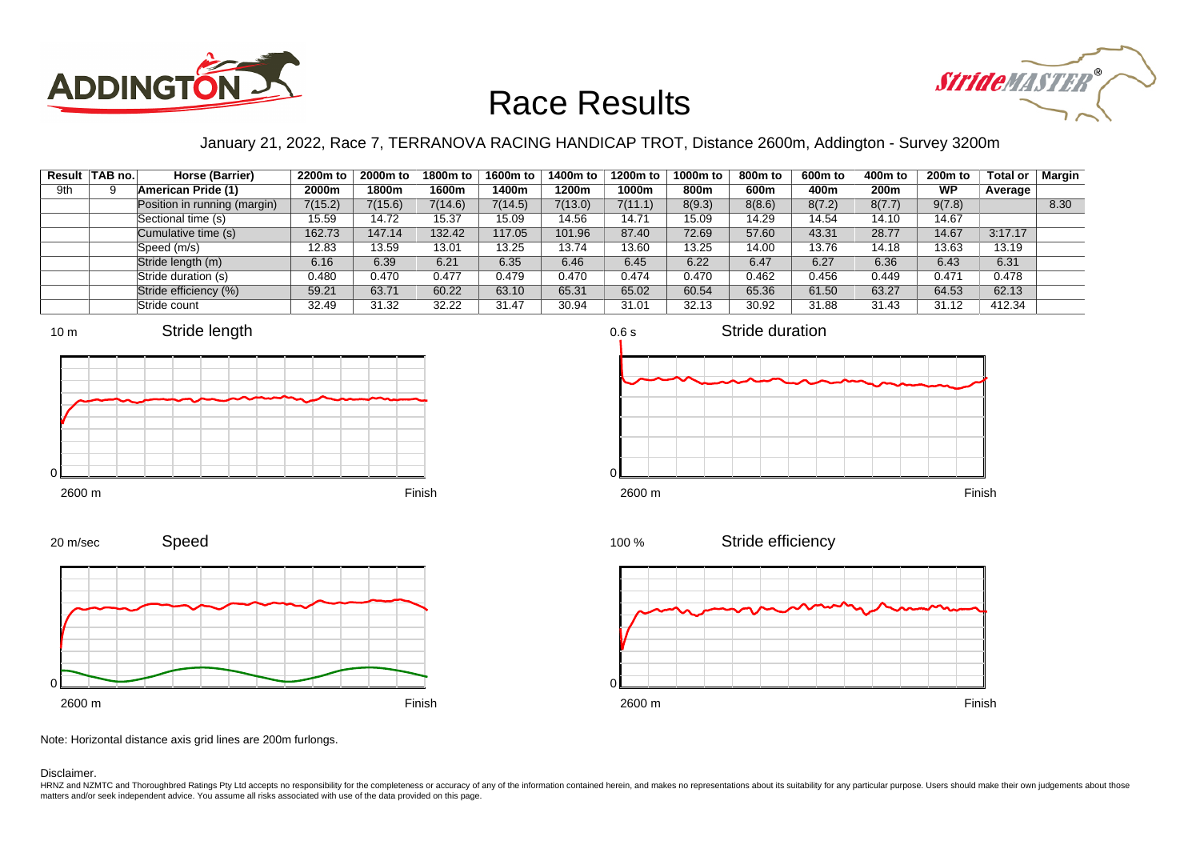# Race Results

January 21, 2022, Race 7, TERRANOVA RACING HANDICAP TROT, Distance 2600m, Addington - Survey 3200m

| Result | TAB no. | Horse (Barrier) | 2200m to 2000m | 2000m to 1800m | 1800m to 1600m | 1600m to 1400m | 1400m to 1200m | 1200m to 1000m | 1000m to 800m | 800m to 600m | 600m to 400m | 400m to 200m | 200m to WP | Total or Average | Margin |
|---|---|---|---|---|---|---|---|---|---|---|---|---|---|---|---|
| 9th | 9 | American Pride (1) | | | | | | | | | | | | | |
| | | Position in running (margin) | 7(15.2) | 7(15.6) | 7(14.6) | 7(14.5) | 7(13.0) | 7(11.1) | 8(9.3) | 8(8.6) | 8(7.2) | 8(7.7) | 9(7.8) | | 8.30 |
| | | Sectional time (s) | 15.59 | 14.72 | 15.37 | 15.09 | 14.56 | 14.71 | 15.09 | 14.29 | 14.54 | 14.10 | 14.67 | | |
| | | Cumulative time (s) | 162.73 | 147.14 | 132.42 | 117.05 | 101.96 | 87.40 | 72.69 | 57.60 | 43.31 | 28.77 | 14.67 | 3:17.17 | |
| | | Speed (m/s) | 12.83 | 13.59 | 13.01 | 13.25 | 13.74 | 13.60 | 13.25 | 14.00 | 13.76 | 14.18 | 13.63 | 13.19 | |
| | | Stride length (m) | 6.16 | 6.39 | 6.21 | 6.35 | 6.46 | 6.45 | 6.22 | 6.47 | 6.27 | 6.36 | 6.43 | 6.31 | |
| | | Stride duration (s) | 0.480 | 0.470 | 0.477 | 0.479 | 0.470 | 0.474 | 0.470 | 0.462 | 0.456 | 0.449 | 0.471 | 0.478 | |
| | | Stride efficiency (%) | 59.21 | 63.71 | 60.22 | 63.10 | 65.31 | 65.02 | 60.54 | 65.36 | 61.50 | 63.27 | 64.53 | 62.13 | |
| | | Stride count | 32.49 | 31.32 | 32.22 | 31.47 | 30.94 | 31.01 | 32.13 | 30.92 | 31.88 | 31.43 | 31.12 | 412.34 | |

Note: Horizontal distance axis grid lines are 200m furlongs.

Disclaimer.

HRNZ and NZMTC and Thoroughbred Ratings Pty Ltd accepts no responsibility for the completeness or accuracy of any of the information contained herein, and makes no representations about its suitability for any particular purpose. Users should make their own judgements about those matters and/or seek independent advice. You assume all risks associated with use of the data provided on this page.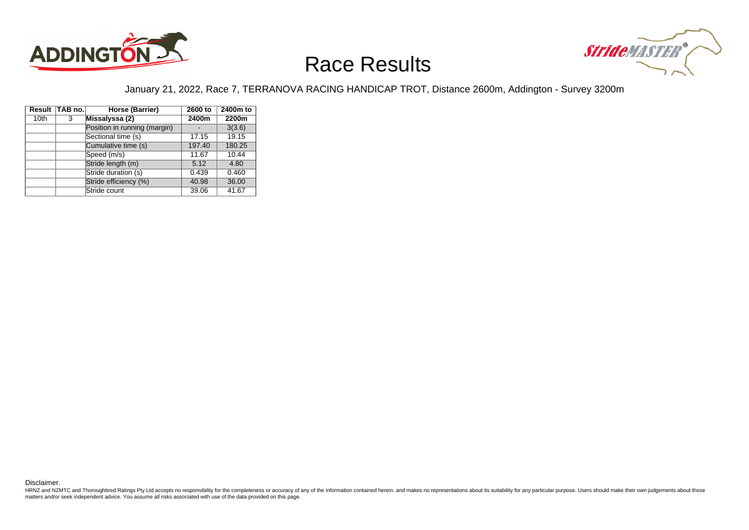# Race Results

January 21, 2022, Race 7, TERRANOVA RACING HANDICAP TROT, Distance 2600m, Addington - Survey 3200m

| Result | TAB no. | Horse (Barrier) | 2600 to 2400m | 2400m to 2200m |
|---|---|---|---|---|
| 10th | 3 | **Missalyssa (2)** | | |
| | | Position in running (margin) | - | 3(3.6) |
| | | Sectional time (s) | 17.15 | 19.15 |
| | | Cumulative time (s) | 197.40 | 180.25 |
| | | Speed (m/s) | 11.67 | 10.44 |
| | | Stride length (m) | 5.12 | 4.80 |
| | | Stride duration (s) | 0.439 | 0.460 |
| | | Stride efficiency (%) | 40.98 | 36.00 |
| | | Stride count | 39.06 | 41.67 |

Disclaimer.

HRNZ and NZMTC and Thoroughbred Ratings Pty Ltd accepts no responsibility for the completeness or accuracy of any of the information contained herein, and makes no representations about its suitability for any particular purpose. Users should make their own judgements about those matters and/or seek independent advice. You assume all risks associated with use of the data provided on this page.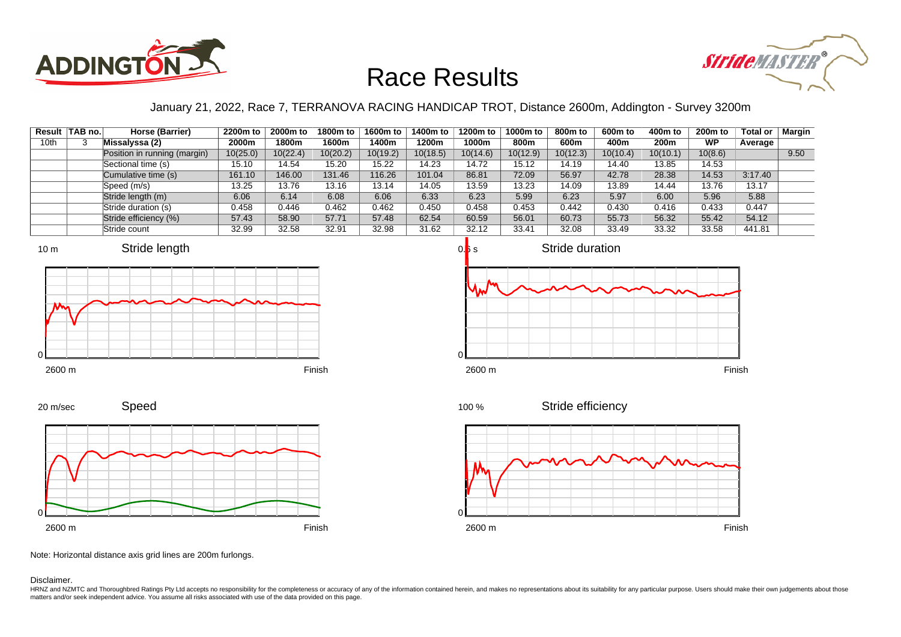# Race Results

January 21, 2022, Race 7, TERRANOVA RACING HANDICAP TROT, Distance 2600m, Addington - Survey 3200m

| Result | TAB no. | Horse (Barrier) | 2200m to | 2000m to | 1800m to | 1600m to | 1400m to | 1200m to | 1000m to | 800m to | 600m to | 400m to | 200m to | Total or | Margin |
|---|---|---|---|---|---|---|---|---|---|---|---|---|---|---|---|
| 10th | 3 | **Missalyssa (2)** | **2000m** | **1800m** | **1600m** | **1400m** | **1200m** | **1000m** | **800m** | **600m** | **400m** | **200m** | **WP** | **Average** | |
| | | Position in running (margin) | 10(25.0) | 10(22.4) | 10(20.2) | 10(19.2) | 10(18.5) | 10(14.6) | 10(12.9) | 10(12.3) | 10(10.4) | 10(10.1) | 10(8.6) | | 9.50 |
| | | Sectional time (s) | 15.10 | 14.54 | 15.20 | 15.22 | 14.23 | 14.72 | 15.12 | 14.19 | 14.40 | 13.85 | 14.53 | | |
| | | Cumulative time (s) | 161.10 | 146.00 | 131.46 | 116.26 | 101.04 | 86.81 | 72.09 | 56.97 | 42.78 | 28.38 | 14.53 | 3:17.40 | |
| | | Speed (m/s) | 13.25 | 13.76 | 13.16 | 13.14 | 14.05 | 13.59 | 13.23 | 14.09 | 13.89 | 14.44 | 13.76 | 13.17 | |
| | | Stride length (m) | 6.06 | 6.14 | 6.08 | 6.06 | 6.33 | 6.23 | 5.99 | 6.23 | 5.97 | 6.00 | 5.96 | 5.88 | |
| | | Stride duration (s) | 0.458 | 0.446 | 0.462 | 0.462 | 0.450 | 0.458 | 0.453 | 0.442 | 0.430 | 0.416 | 0.433 | 0.447 | |
| | | Stride efficiency (%) | 57.43 | 58.90 | 57.71 | 57.48 | 62.54 | 60.59 | 56.01 | 60.73 | 55.73 | 56.32 | 55.42 | 54.12 | |
| | | Stride count | 32.99 | 32.58 | 32.91 | 32.98 | 31.62 | 32.12 | 33.41 | 32.08 | 33.49 | 33.32 | 33.58 | 441.81 | |

Stride length
10 m
0
2600 m
Finish

Stride duration
0.5 s
0
2600 m
Finish

Speed
20 m/sec
0
2600 m
Finish

Stride efficiency
100 %
0
2600 m
Finish

Note: Horizontal distance axis grid lines are 200m furlongs.

Disclaimer.

HRNZ and NZMTC and Thoroughbred Ratings Pty Ltd accepts no responsibility for the completeness or accuracy of any of the information contained herein, and makes no representations about its suitability for any particular purpose. Users should make their own judgements about those matters and/or seek independent advice. You assume all risks associated with use of the data provided on this page.